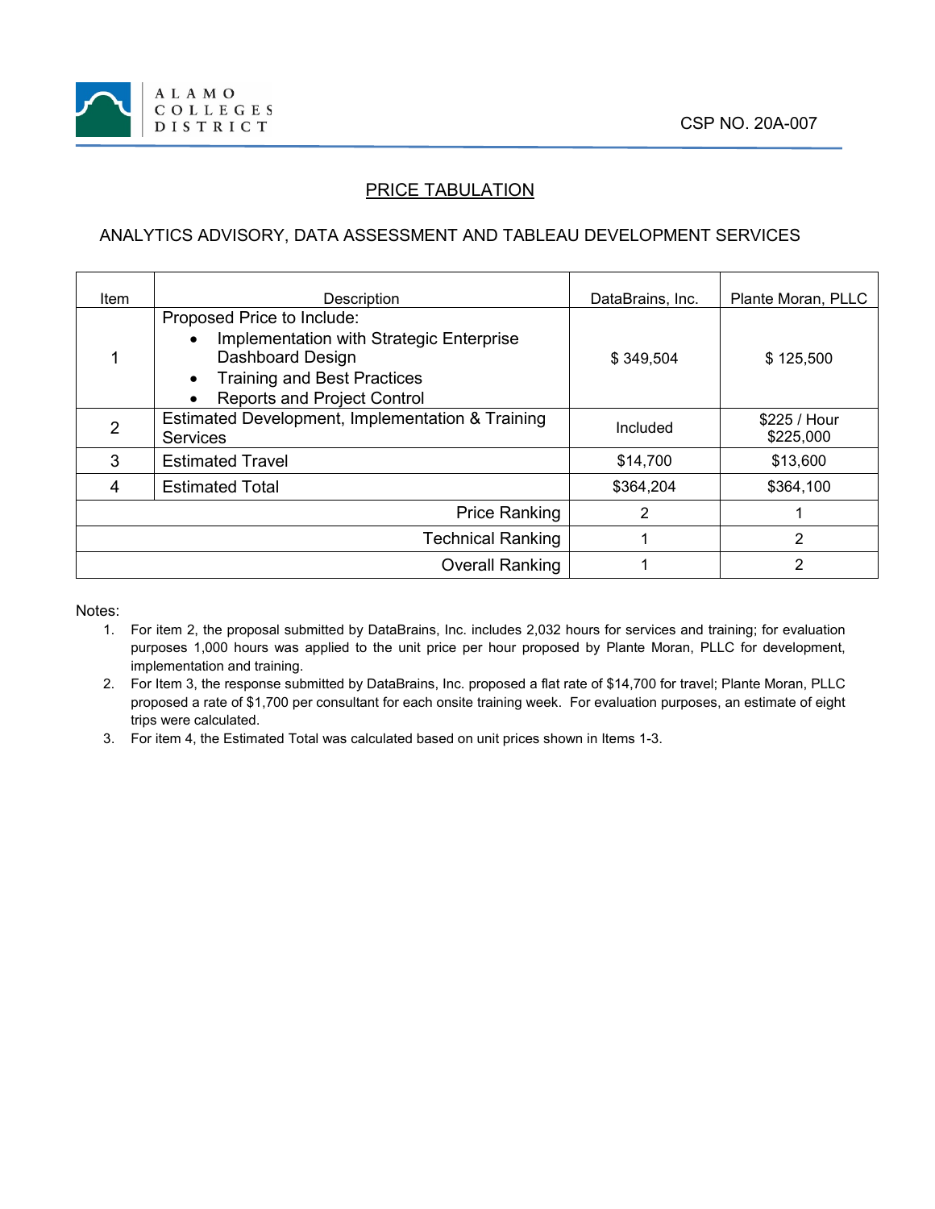ALAMO COLLEGES DISTRICT

CSP NO. 20A-007

## PRICE TABULATION

### ANALYTICS ADVISORY, DATA ASSESSMENT AND TABLEAU DEVELOPMENT SERVICES

| Item | Description | DataBrains, Inc. | Plante Moran, PLLC |
|---|---|---|---|
| 1 | Proposed Price to Include:<br>• Implementation with Strategic Enterprise Dashboard Design<br>• Training and Best Practices<br>• Reports and Project Control | $ 349,504 | $ 125,500 |
| 2 | Estimated Development, Implementation & Training Services | Included | $225 / Hour<br>$225,000 |
| 3 | Estimated Travel | $14,700 | $13,600 |
| 4 | Estimated Total | $364,204 | $364,100 |
| | Price Ranking | 2 | 1 |
| | Technical Ranking | 1 | 2 |
| | Overall Ranking | 1 | 2 |

Notes:

1. For item 2, the proposal submitted by DataBrains, Inc. includes 2,032 hours for services and training; for evaluation purposes 1,000 hours was applied to the unit price per hour proposed by Plante Moran, PLLC for development, implementation and training.
2. For Item 3, the response submitted by DataBrains, Inc. proposed a flat rate of $14,700 for travel; Plante Moran, PLLC proposed a rate of $1,700 per consultant for each onsite training week. For evaluation purposes, an estimate of eight trips were calculated.
3. For item 4, the Estimated Total was calculated based on unit prices shown in Items 1-3.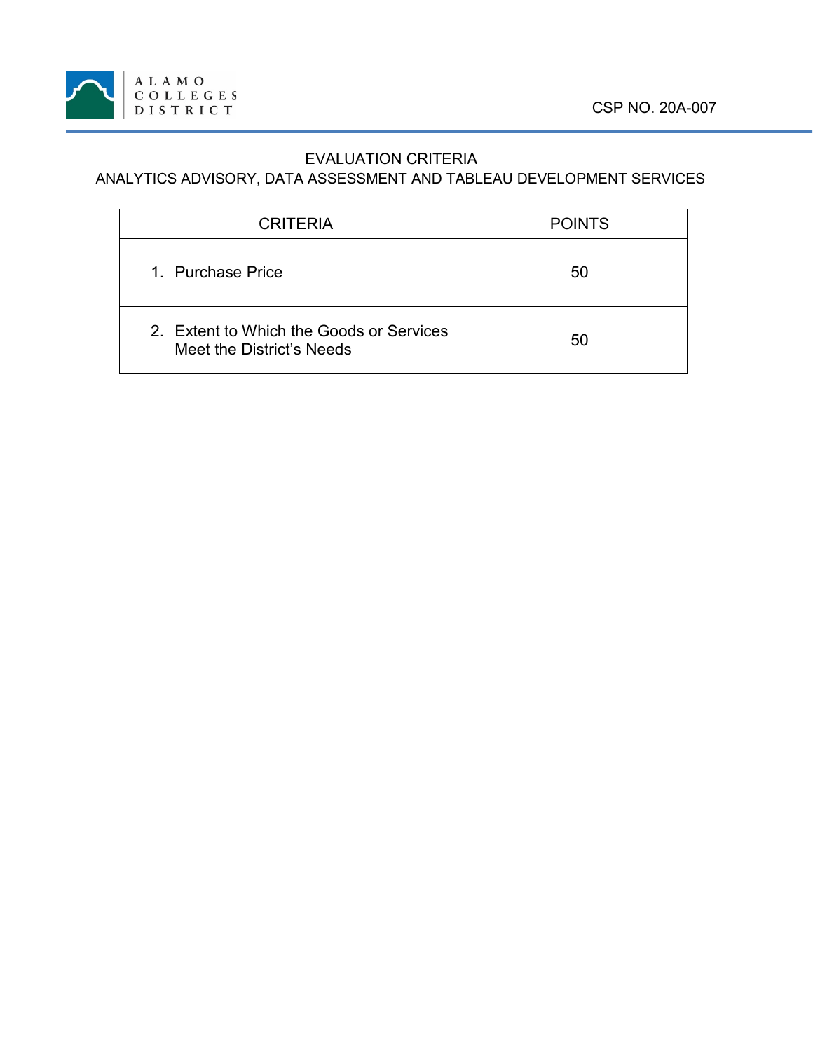ALAMO COLLEGES DISTRICT

CSP NO. 20A-007

# EVALUATION CRITERIA
## ANALYTICS ADVISORY, DATA ASSESSMENT AND TABLEAU DEVELOPMENT SERVICES

| CRITERIA | POINTS |
|---|---|
| 1. Purchase Price | 50 |
| 2. Extent to Which the Goods or Services Meet the District's Needs | 50 |